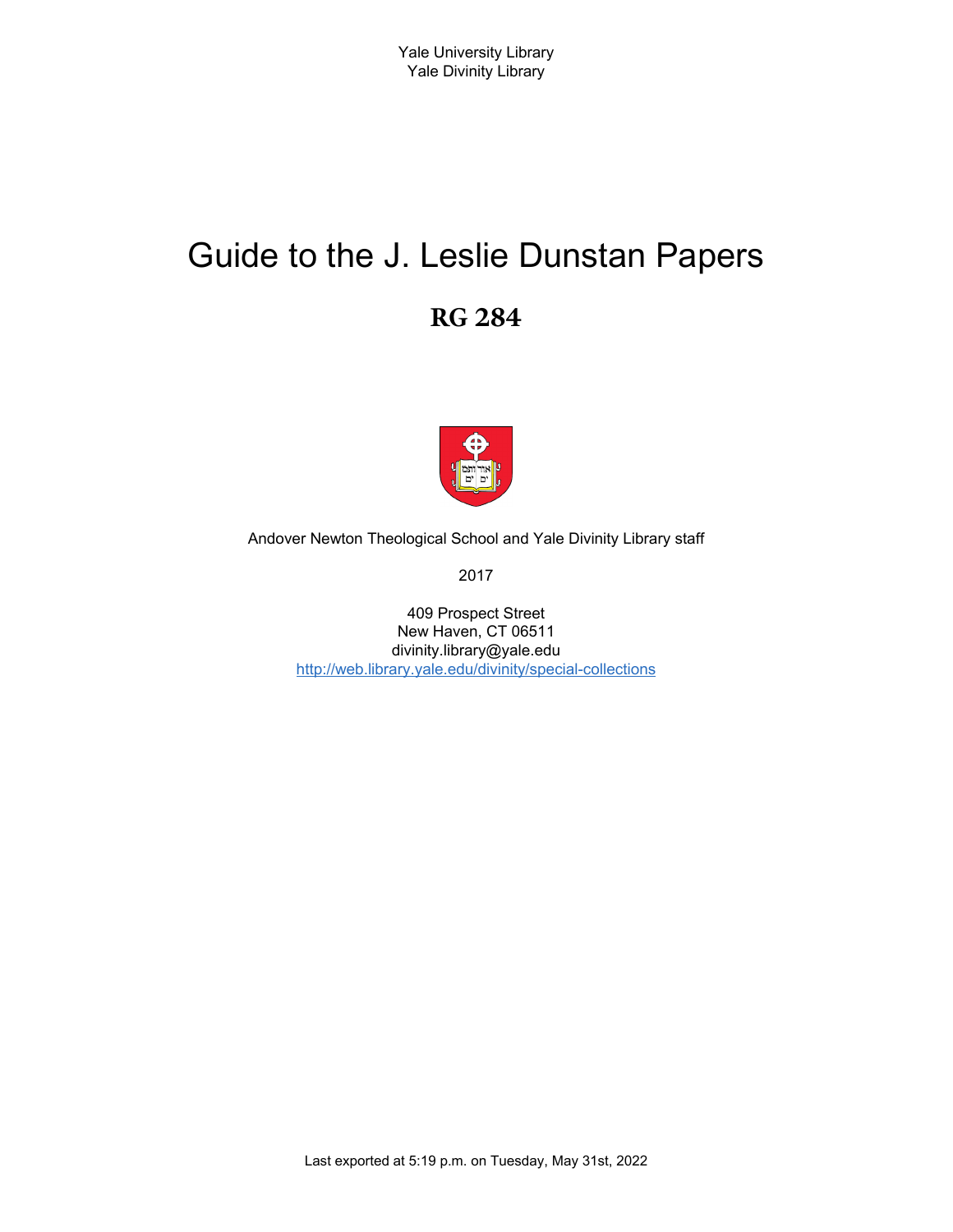Yale University Library
Yale Divinity Library

# Guide to the J. Leslie Dunstan Papers

## RG 284

Andover Newton Theological School and Yale Divinity Library staff

2017

409 Prospect Street
New Haven, CT 06511
divinity.library@yale.edu
http://web.library.yale.edu/divinity/special-collections

Last exported at 5:19 p.m. on Tuesday, May 31st, 2022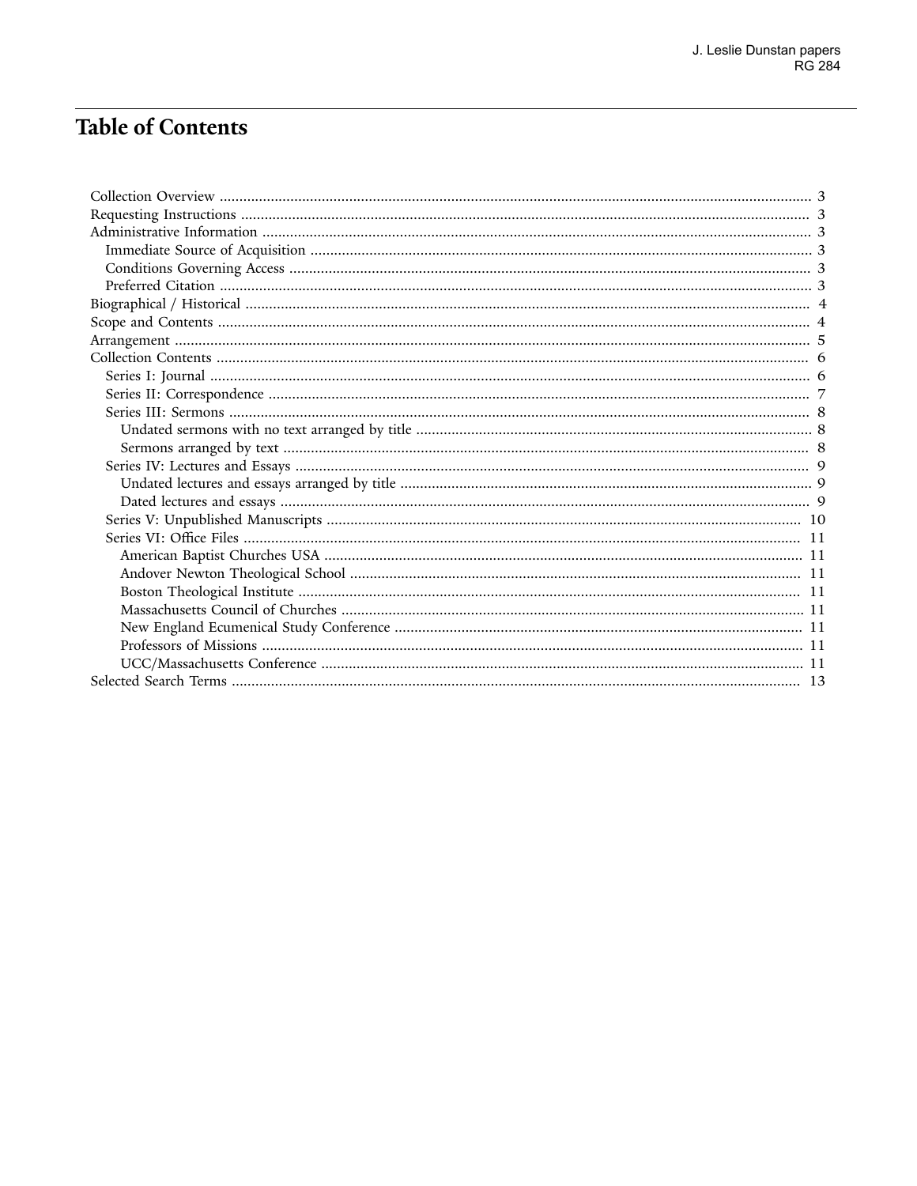# Table of Contents

- Collection Overview ... 3
- Requesting Instructions ... 3
- Administrative Information ... 3
  - Immediate Source of Acquisition ... 3
  - Conditions Governing Access ... 3
  - Preferred Citation ... 3
- Biographical / Historical ... 4
- Scope and Contents ... 4
- Arrangement ... 5
- Collection Contents ... 6
  - Series I: Journal ... 6
  - Series II: Correspondence ... 7
  - Series III: Sermons ... 8
    - Undated sermons with no text arranged by title ... 8
    - Sermons arranged by text ... 8
  - Series IV: Lectures and Essays ... 9
    - Undated lectures and essays arranged by title ... 9
    - Dated lectures and essays ... 9
  - Series V: Unpublished Manuscripts ... 10
  - Series VI: Office Files ... 11
    - American Baptist Churches USA ... 11
    - Andover Newton Theological School ... 11
    - Boston Theological Institute ... 11
    - Massachusetts Council of Churches ... 11
    - New England Ecumenical Study Conference ... 11
    - Professors of Missions ... 11
    - UCC/Massachusetts Conference ... 11
- Selected Search Terms ... 13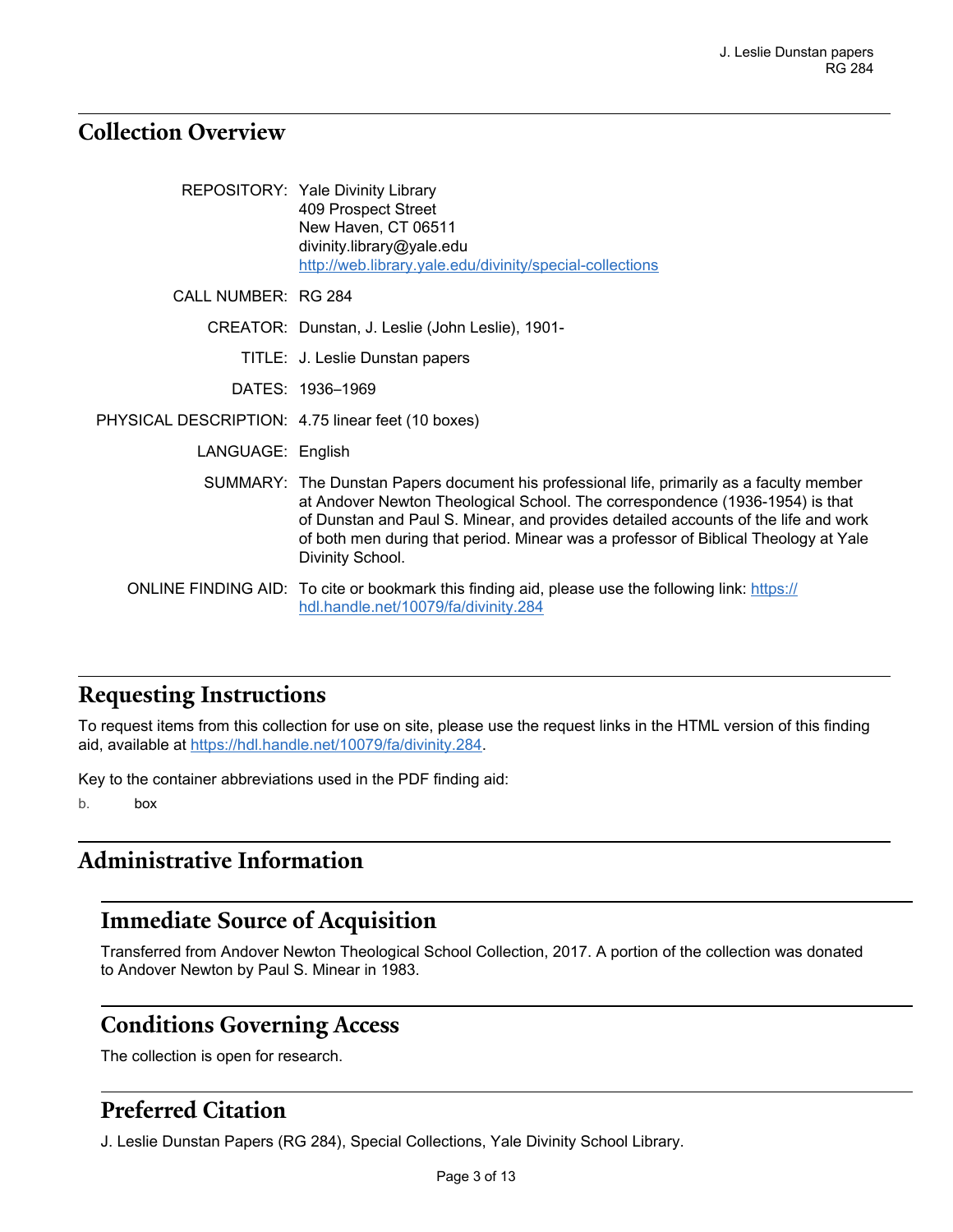## Collection Overview

| | |
|---|---|
| REPOSITORY: | Yale Divinity Library<br>409 Prospect Street<br>New Haven, CT 06511<br>divinity.library@yale.edu<br>http://web.library.yale.edu/divinity/special-collections |
| CALL NUMBER: | RG 284 |
| CREATOR: | Dunstan, J. Leslie (John Leslie), 1901- |
| TITLE: | J. Leslie Dunstan papers |
| DATES: | 1936–1969 |
| PHYSICAL DESCRIPTION: | 4.75 linear feet (10 boxes) |
| LANGUAGE: | English |
| SUMMARY: | The Dunstan Papers document his professional life, primarily as a faculty member at Andover Newton Theological School. The correspondence (1936-1954) is that of Dunstan and Paul S. Minear, and provides detailed accounts of the life and work of both men during that period. Minear was a professor of Biblical Theology at Yale Divinity School. |
| ONLINE FINDING AID: | To cite or bookmark this finding aid, please use the following link: https://hdl.handle.net/10079/fa/divinity.284 |

## Requesting Instructions

To request items from this collection for use on site, please use the request links in the HTML version of this finding aid, available at https://hdl.handle.net/10079/fa/divinity.284.

Key to the container abbreviations used in the PDF finding aid:

b. box

## Administrative Information

### Immediate Source of Acquisition

Transferred from Andover Newton Theological School Collection, 2017. A portion of the collection was donated to Andover Newton by Paul S. Minear in 1983.

### Conditions Governing Access

The collection is open for research.

### Preferred Citation

J. Leslie Dunstan Papers (RG 284), Special Collections, Yale Divinity School Library.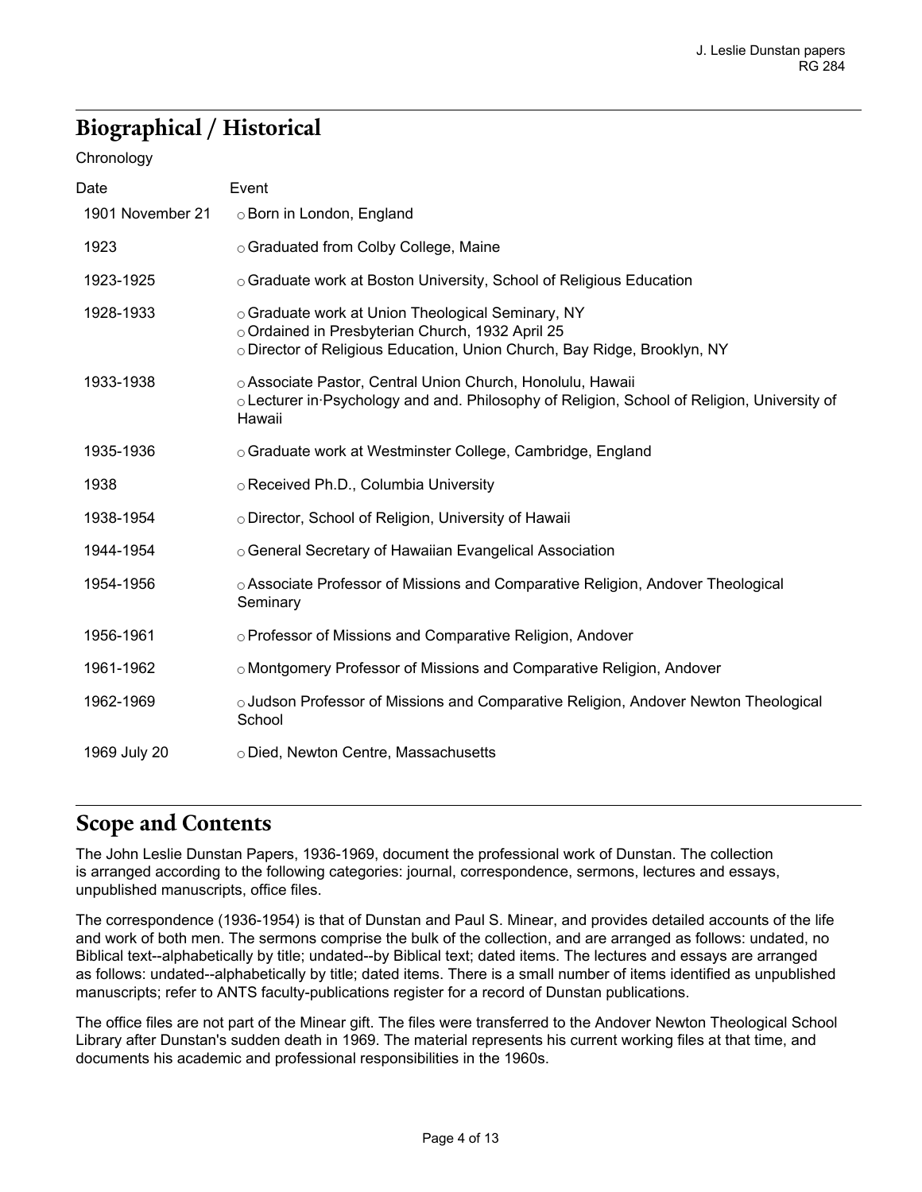## Biographical / Historical

Chronology

| Date | Event |
| --- | --- |
| 1901 November 21 | ○ Born in London, England |
| 1923 | ○ Graduated from Colby College, Maine |
| 1923-1925 | ○ Graduate work at Boston University, School of Religious Education |
| 1928-1933 | ○ Graduate work at Union Theological Seminary, NY<br>○ Ordained in Presbyterian Church, 1932 April 25<br>○ Director of Religious Education, Union Church, Bay Ridge, Brooklyn, NY |
| 1933-1938 | ○ Associate Pastor, Central Union Church, Honolulu, Hawaii<br>○ Lecturer in·Psychology and and. Philosophy of Religion, School of Religion, University of Hawaii |
| 1935-1936 | ○ Graduate work at Westminster College, Cambridge, England |
| 1938 | ○ Received Ph.D., Columbia University |
| 1938-1954 | ○ Director, School of Religion, University of Hawaii |
| 1944-1954 | ○ General Secretary of Hawaiian Evangelical Association |
| 1954-1956 | ○ Associate Professor of Missions and Comparative Religion, Andover Theological Seminary |
| 1956-1961 | ○ Professor of Missions and Comparative Religion, Andover |
| 1961-1962 | ○ Montgomery Professor of Missions and Comparative Religion, Andover |
| 1962-1969 | ○ Judson Professor of Missions and Comparative Religion, Andover Newton Theological School |
| 1969 July 20 | ○ Died, Newton Centre, Massachusetts |

## Scope and Contents

The John Leslie Dunstan Papers, 1936-1969, document the professional work of Dunstan. The collection is arranged according to the following categories: journal, correspondence, sermons, lectures and essays, unpublished manuscripts, office files.

The correspondence (1936-1954) is that of Dunstan and Paul S. Minear, and provides detailed accounts of the life and work of both men. The sermons comprise the bulk of the collection, and are arranged as follows: undated, no Biblical text--alphabetically by title; undated--by Biblical text; dated items. The lectures and essays are arranged as follows: undated--alphabetically by title; dated items. There is a small number of items identified as unpublished manuscripts; refer to ANTS faculty-publications register for a record of Dunstan publications.

The office files are not part of the Minear gift. The files were transferred to the Andover Newton Theological School Library after Dunstan's sudden death in 1969. The material represents his current working files at that time, and documents his academic and professional responsibilities in the 1960s.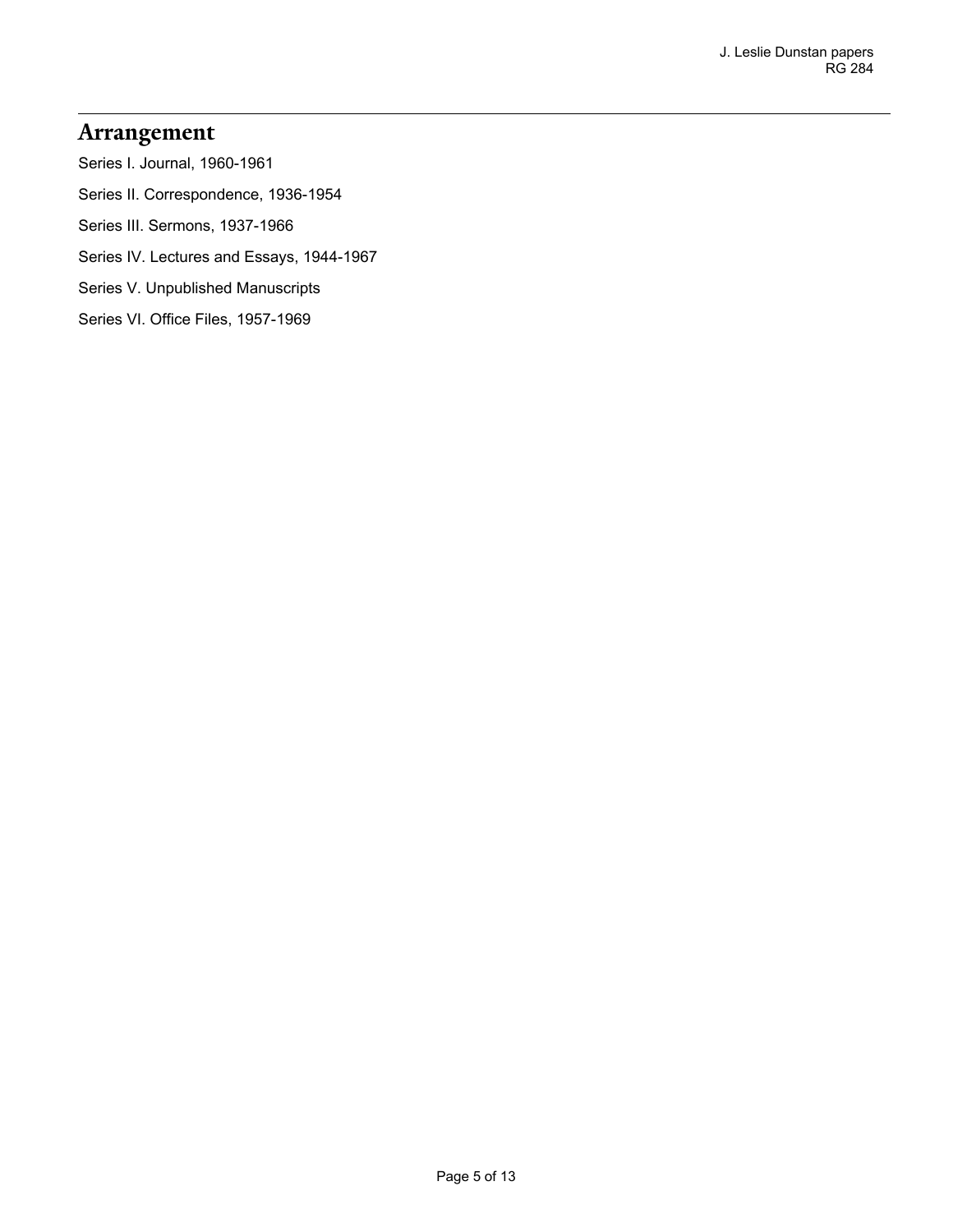## Arrangement

Series I. Journal, 1960-1961

Series II. Correspondence, 1936-1954

Series III. Sermons, 1937-1966

Series IV. Lectures and Essays, 1944-1967

Series V. Unpublished Manuscripts

Series VI. Office Files, 1957-1969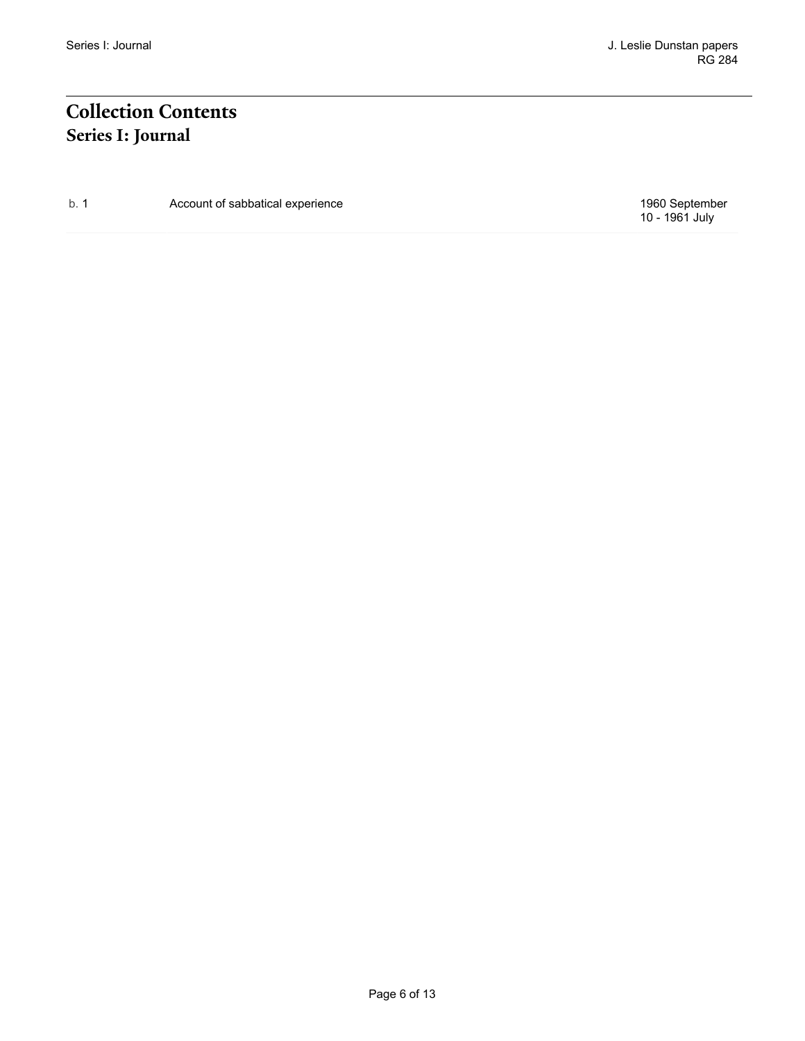# Collection Contents

## Series I: Journal

| | | |
|---|---|---|
| b. 1 | Account of sabbatical experience | 1960 September 10 - 1961 July |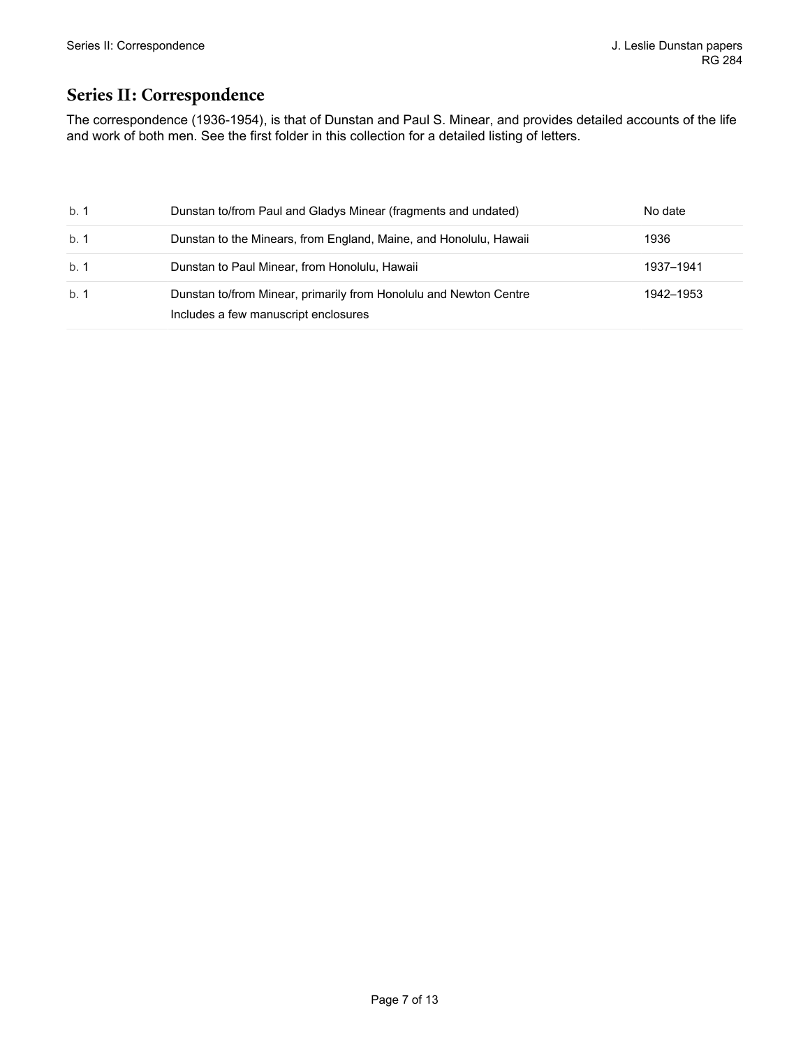## Series II: Correspondence

The correspondence (1936-1954), is that of Dunstan and Paul S. Minear, and provides detailed accounts of the life and work of both men. See the first folder in this collection for a detailed listing of letters.

| | | |
|---|---|---|
| b. 1 | Dunstan to/from Paul and Gladys Minear (fragments and undated) | No date |
| b. 1 | Dunstan to the Minears, from England, Maine, and Honolulu, Hawaii | 1936 |
| b. 1 | Dunstan to Paul Minear, from Honolulu, Hawaii | 1937–1941 |
| b. 1 | Dunstan to/from Minear, primarily from Honolulu and Newton Centre<br>Includes a few manuscript enclosures | 1942–1953 |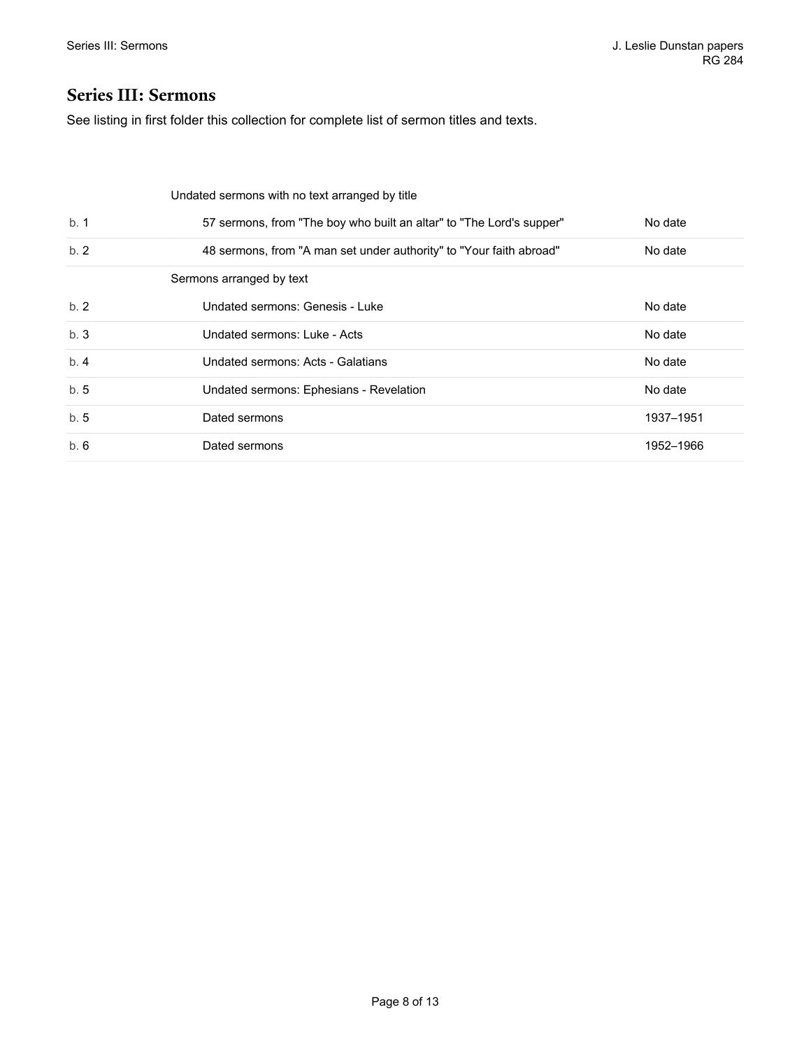## Series III: Sermons

See listing in first folder this collection for complete list of sermon titles and texts.

| Box | Description | Date |
|---|---|---|
| | Undated sermons with no text arranged by title | |
| b. 1 | 57 sermons, from "The boy who built an altar" to "The Lord's supper" | No date |
| b. 2 | 48 sermons, from "A man set under authority" to "Your faith abroad" | No date |
| | Sermons arranged by text | |
| b. 2 | Undated sermons: Genesis - Luke | No date |
| b. 3 | Undated sermons: Luke - Acts | No date |
| b. 4 | Undated sermons: Acts - Galatians | No date |
| b. 5 | Undated sermons: Ephesians - Revelation | No date |
| b. 5 | Dated sermons | 1937–1951 |
| b. 6 | Dated sermons | 1952–1966 |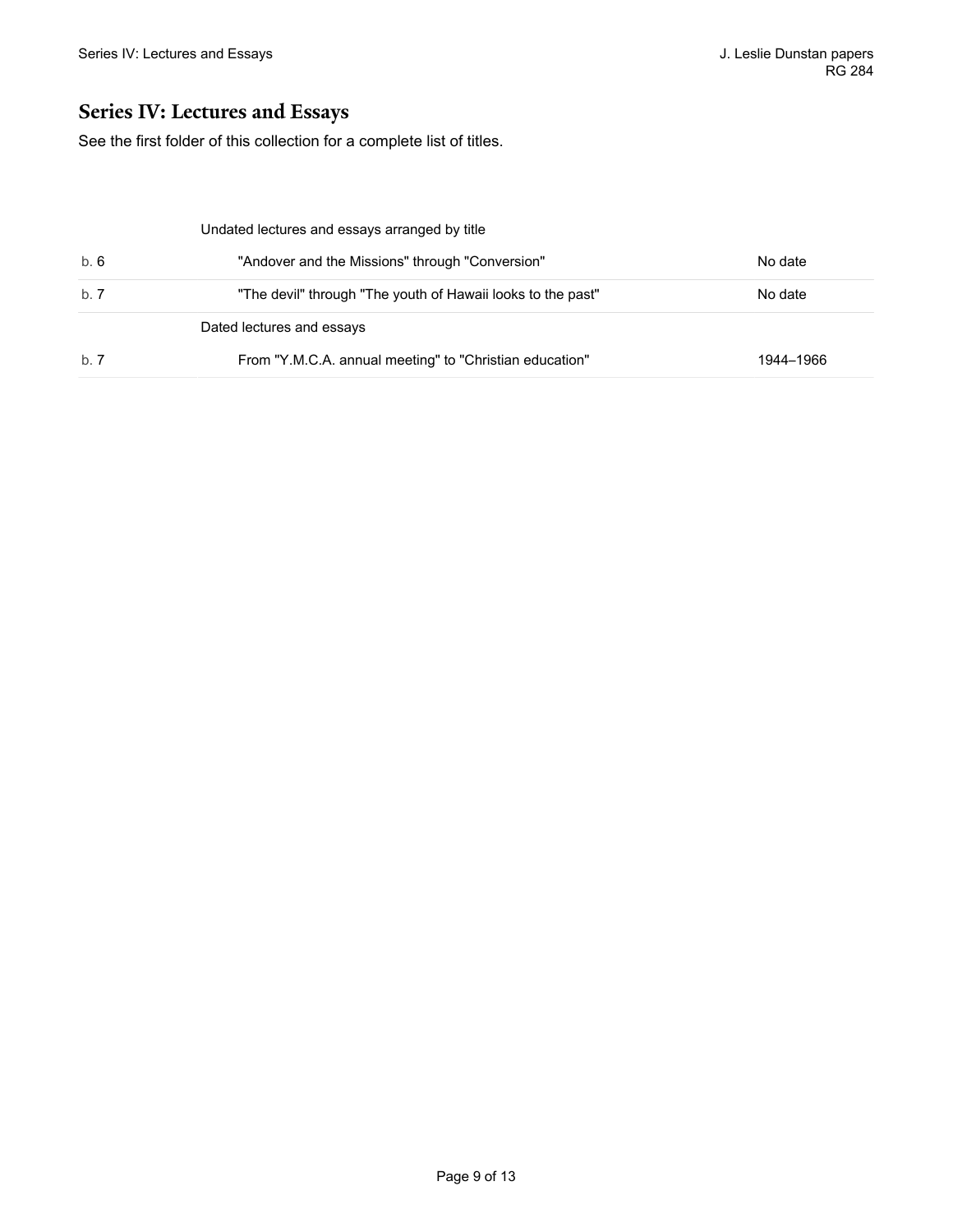## Series IV: Lectures and Essays

See the first folder of this collection for a complete list of titles.

| | | |
|---|---|---|
| | Undated lectures and essays arranged by title | |
| b. 6 | "Andover and the Missions" through "Conversion" | No date |
| b. 7 | "The devil" through "The youth of Hawaii looks to the past" | No date |
| | Dated lectures and essays | |
| b. 7 | From "Y.M.C.A. annual meeting" to "Christian education" | 1944–1966 |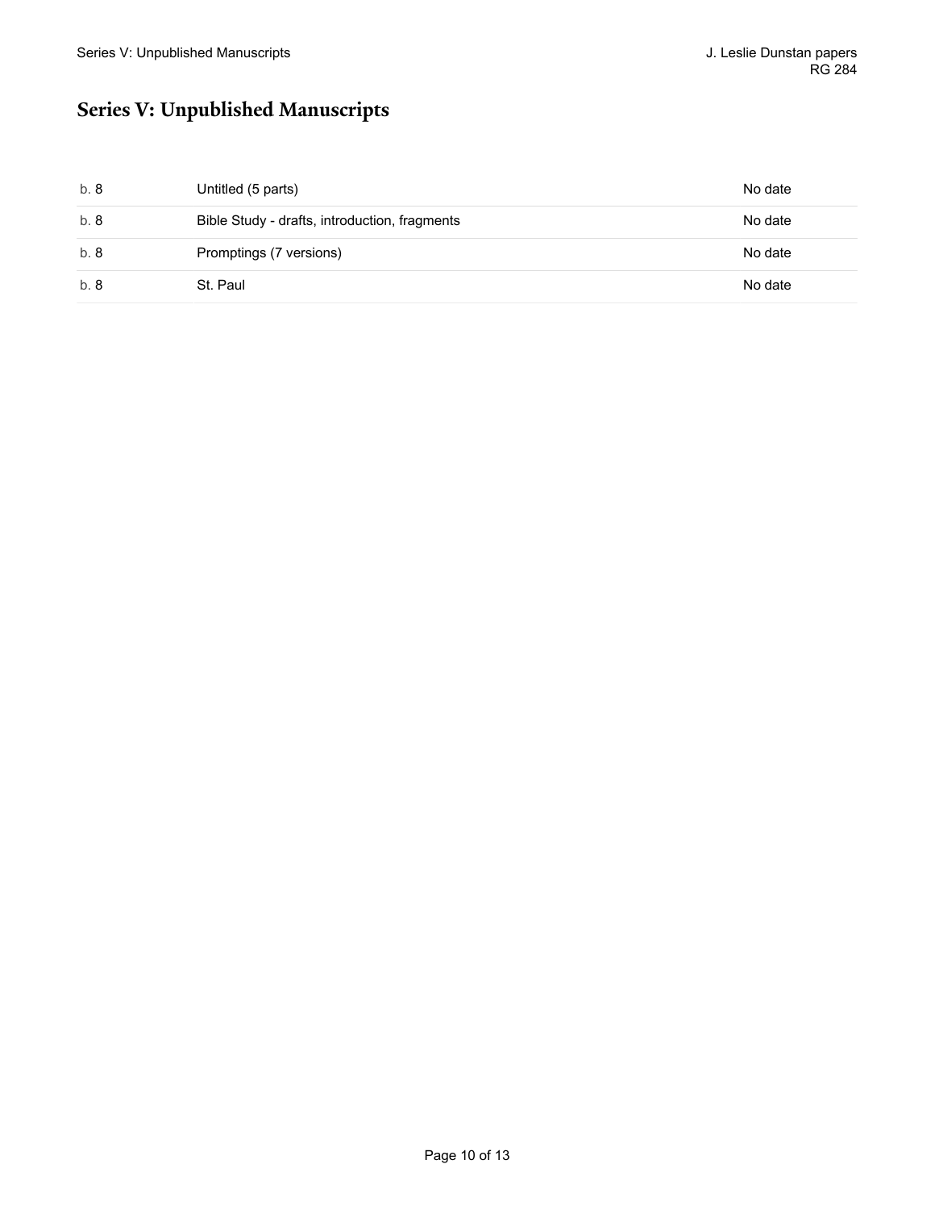## Series V: Unpublished Manuscripts

| | | |
|---|---|---|
| b. 8 | Untitled (5 parts) | No date |
| b. 8 | Bible Study - drafts, introduction, fragments | No date |
| b. 8 | Promptings (7 versions) | No date |
| b. 8 | St. Paul | No date |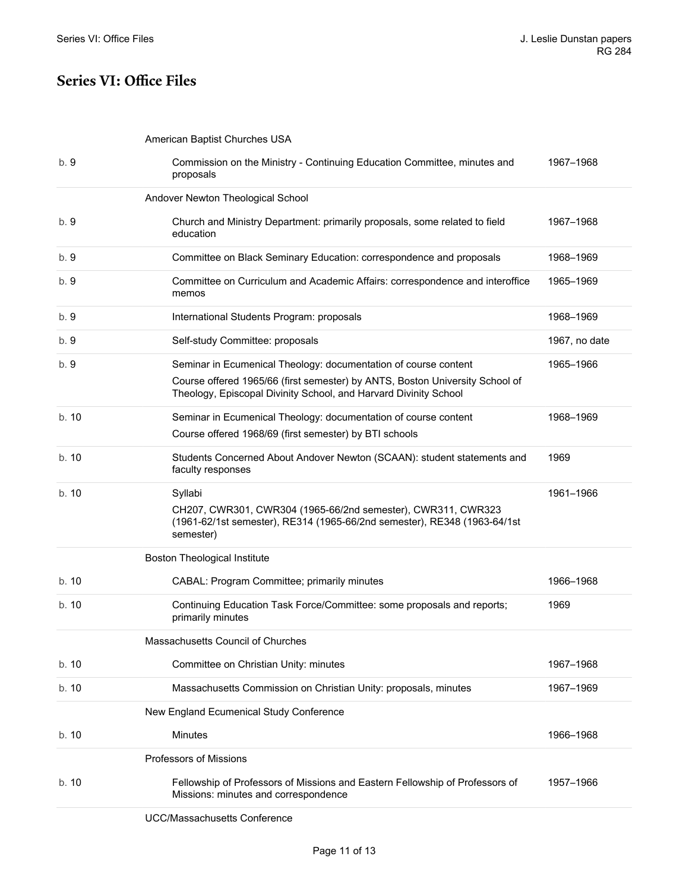## Series VI: Office Files

| | | |
|---|---|---|
| | American Baptist Churches USA | |
| b. 9 | Commission on the Ministry - Continuing Education Committee, minutes and proposals | 1967–1968 |
| | Andover Newton Theological School | |
| b. 9 | Church and Ministry Department: primarily proposals, some related to field education | 1967–1968 |
| b. 9 | Committee on Black Seminary Education: correspondence and proposals | 1968–1969 |
| b. 9 | Committee on Curriculum and Academic Affairs: correspondence and interoffice memos | 1965–1969 |
| b. 9 | International Students Program: proposals | 1968–1969 |
| b. 9 | Self-study Committee: proposals | 1967, no date |
| b. 9 | Seminar in Ecumenical Theology: documentation of course content<br>Course offered 1965/66 (first semester) by ANTS, Boston University School of Theology, Episcopal Divinity School, and Harvard Divinity School | 1965–1966 |
| b. 10 | Seminar in Ecumenical Theology: documentation of course content<br>Course offered 1968/69 (first semester) by BTI schools | 1968–1969 |
| b. 10 | Students Concerned About Andover Newton (SCAAN): student statements and faculty responses | 1969 |
| b. 10 | Syllabi<br>CH207, CWR301, CWR304 (1965-66/2nd semester), CWR311, CWR323 (1961-62/1st semester), RE314 (1965-66/2nd semester), RE348 (1963-64/1st semester) | 1961–1966 |
| | Boston Theological Institute | |
| b. 10 | CABAL: Program Committee; primarily minutes | 1966–1968 |
| b. 10 | Continuing Education Task Force/Committee: some proposals and reports; primarily minutes | 1969 |
| | Massachusetts Council of Churches | |
| b. 10 | Committee on Christian Unity: minutes | 1967–1968 |
| b. 10 | Massachusetts Commission on Christian Unity: proposals, minutes | 1967–1969 |
| | New England Ecumenical Study Conference | |
| b. 10 | Minutes | 1966–1968 |
| | Professors of Missions | |
| b. 10 | Fellowship of Professors of Missions and Eastern Fellowship of Professors of Missions: minutes and correspondence | 1957–1966 |
| | UCC/Massachusetts Conference | |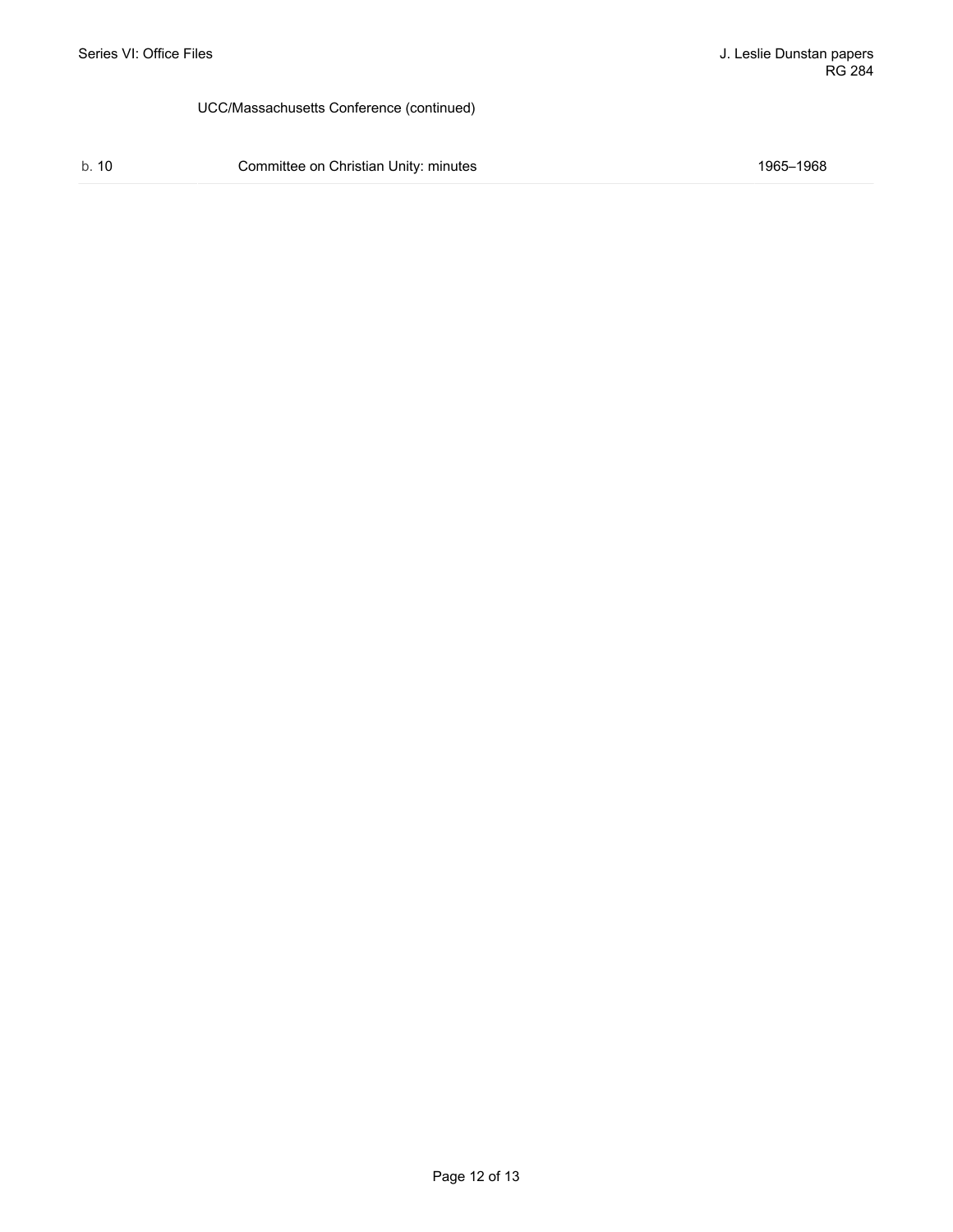UCC/Massachusetts Conference (continued)

| | | |
|---|---|---|
| b. 10 | Committee on Christian Unity: minutes | 1965–1968 |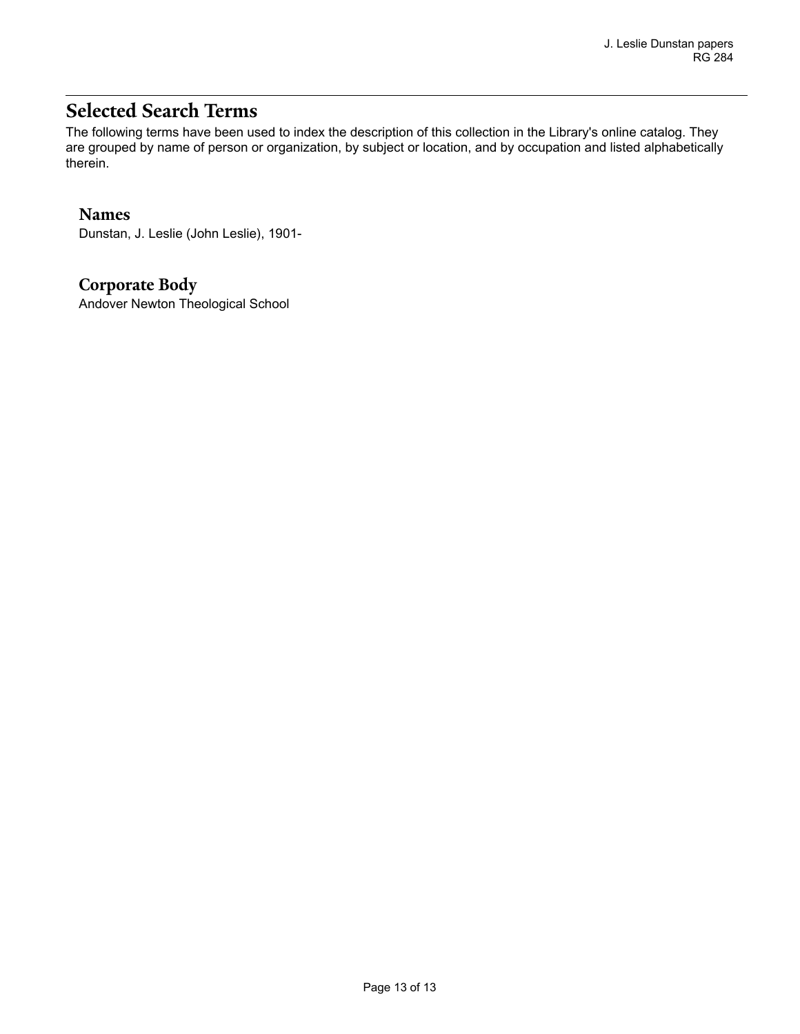## Selected Search Terms

The following terms have been used to index the description of this collection in the Library's online catalog. They are grouped by name of person or organization, by subject or location, and by occupation and listed alphabetically therein.

### Names

Dunstan, J. Leslie (John Leslie), 1901-

### Corporate Body

Andover Newton Theological School